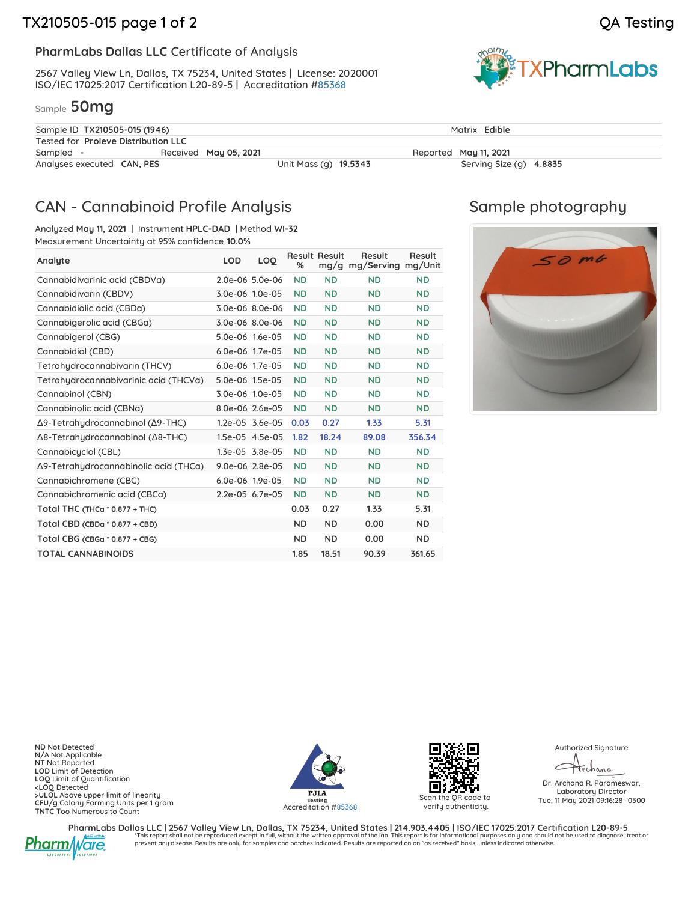QA Testing

**PharmLabs Dallas LLC** Certificate of Analysis

2567 Valley View Ln, Dallas, TX 75234, United States | License: 2020001
ISO/IEC 17025:2017 Certification L20-89-5 | Accreditation #85368

Sample **50mg**

| | | | |
|---|---|---|---|
| Sample ID **TX210505-015 (1946)** | | Matrix **Edible** | |
| Tested for **Proleve Distribution LLC** | | | |
| Sampled **-** | Received **May 05, 2021** | Reported **May 11, 2021** | |
| Analyses executed **CAN, PES** | Unit Mass (g) **19.5343** | Serving Size (g) **4.8835** | |

## CAN - Cannabinoid Profile Analysis

Analyzed **May 11, 2021** | Instrument **HPLC-DAD** | Method **WI-32**
Measurement Uncertainty at 95% confidence **10.0%**

| Analyte | LOD | LOQ | Result % | Result mg/g | Result mg/Serving | Result mg/Unit |
|---|---|---|---|---|---|---|
| Cannabidivarinic acid (CBDVa) | 2.0e-06 | 5.0e-06 | ND | ND | ND | ND |
| Cannabidivarin (CBDV) | 3.0e-06 | 1.0e-05 | ND | ND | ND | ND |
| Cannabidiolic acid (CBDa) | 3.0e-06 | 8.0e-06 | ND | ND | ND | ND |
| Cannabigerolic acid (CBGa) | 3.0e-06 | 8.0e-06 | ND | ND | ND | ND |
| Cannabigerol (CBG) | 5.0e-06 | 1.6e-05 | ND | ND | ND | ND |
| Cannabidiol (CBD) | 6.0e-06 | 1.7e-05 | ND | ND | ND | ND |
| Tetrahydrocannabivarin (THCV) | 6.0e-06 | 1.7e-05 | ND | ND | ND | ND |
| Tetrahydrocannabivarinic acid (THCVa) | 5.0e-06 | 1.5e-05 | ND | ND | ND | ND |
| Cannabinol (CBN) | 3.0e-06 | 1.0e-05 | ND | ND | ND | ND |
| Cannabinolic acid (CBNa) | 8.0e-06 | 2.6e-05 | ND | ND | ND | ND |
| Δ9-Tetrahydrocannabinol (Δ9-THC) | 1.2e-05 | 3.6e-05 | 0.03 | 0.27 | 1.33 | 5.31 |
| Δ8-Tetrahydrocannabinol (Δ8-THC) | 1.5e-05 | 4.5e-05 | 1.82 | 18.24 | 89.08 | 356.34 |
| Cannabicyclol (CBL) | 1.3e-05 | 3.8e-05 | ND | ND | ND | ND |
| Δ9-Tetrahydrocannabinolic acid (THCa) | 9.0e-06 | 2.8e-05 | ND | ND | ND | ND |
| Cannabichromene (CBC) | 6.0e-06 | 1.9e-05 | ND | ND | ND | ND |
| Cannabichromenic acid (CBCa) | 2.2e-05 | 6.7e-05 | ND | ND | ND | ND |
| **Total THC** (THCa * 0.877 + THC) | | | 0.03 | 0.27 | 1.33 | 5.31 |
| **Total CBD** (CBDa * 0.877 + CBD) | | | ND | ND | 0.00 | ND |
| **Total CBG** (CBGa * 0.877 + CBG) | | | ND | ND | 0.00 | ND |
| **TOTAL CANNABINOIDS** | | | 1.85 | 18.51 | 90.39 | 361.65 |

## Sample photography

**ND** Not Detected
**N/A** Not Applicable
**NT** Not Reported
**LOD** Limit of Detection
**LOQ** Limit of Quantification
**<LOQ** Detected
**>ULOL** Above upper limit of linearity
**CFU/g** Colony Forming Units per 1 gram
**TNTC** Too Numerous to Count

PJLA Testing
Accreditation #85368

Scan the QR code to verify authenticity.

Authorized Signature

Dr. Archana R. Parameswar,
Laboratory Director
Tue, 11 May 2021 09:16:28 -0500

**PharmLabs Dallas LLC | 2567 Valley View Ln, Dallas, TX 75234, United States | 214.903.4405 | ISO/IEC 17025:2017 Certification L20-89-5**
*This report shall not be reproduced except in full, without the written approval of the lab. This report is for informational purposes only and should not be used to diagnose, treat or prevent any disease. Results are only for samples and batches indicated. Results are reported on an "as received" basis, unless indicated otherwise.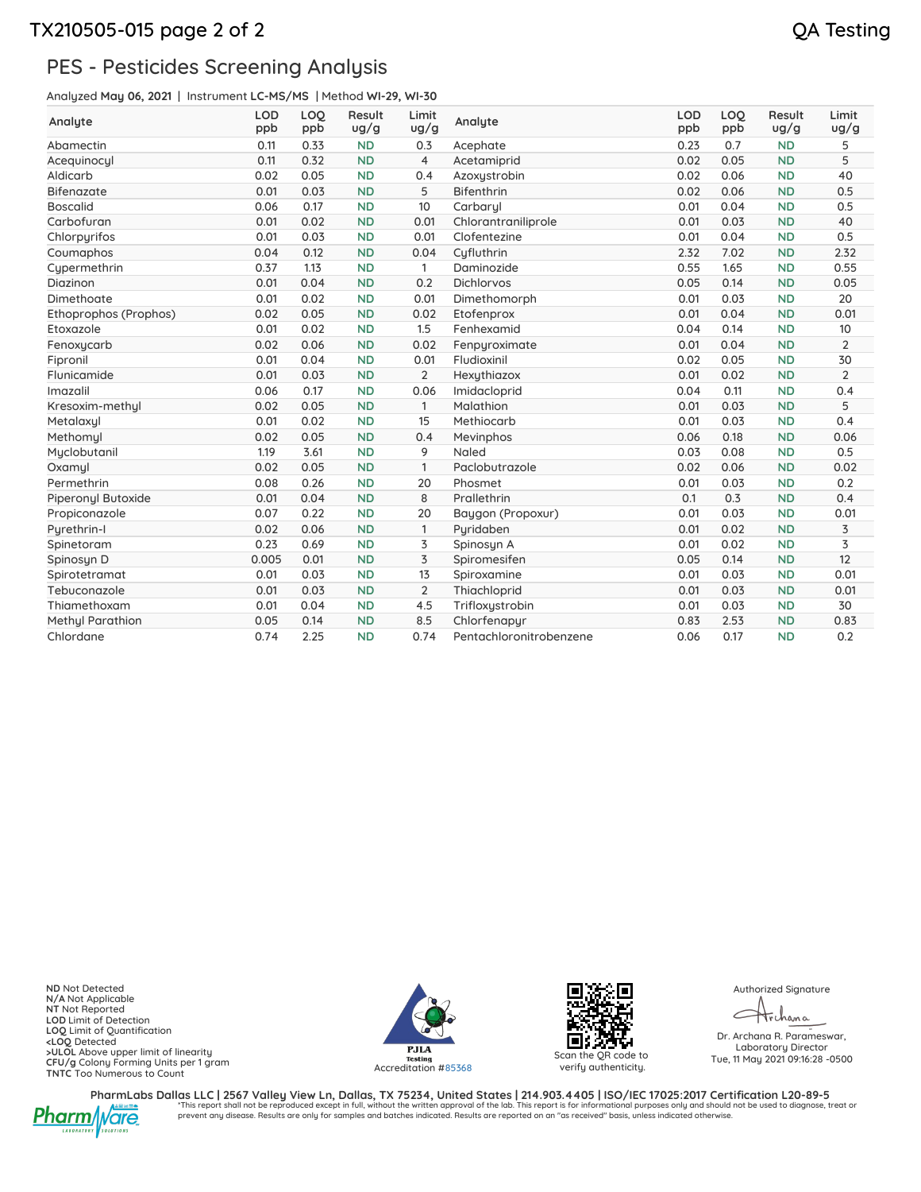# PES - Pesticides Screening Analysis

Analyzed **May 06, 2021** | Instrument **LC-MS/MS** | Method **WI-29, WI-30**

| Analyte | LOD ppb | LOQ ppb | Result ug/g | Limit ug/g | Analyte | LOD ppb | LOQ ppb | Result ug/g | Limit ug/g |
|---|---|---|---|---|---|---|---|---|---|
| Abamectin | 0.11 | 0.33 | ND | 0.3 | Acephate | 0.23 | 0.7 | ND | 5 |
| Acequinocyl | 0.11 | 0.32 | ND | 4 | Acetamiprid | 0.02 | 0.05 | ND | 5 |
| Aldicarb | 0.02 | 0.05 | ND | 0.4 | Azoxystrobin | 0.02 | 0.06 | ND | 40 |
| Bifenazate | 0.01 | 0.03 | ND | 5 | Bifenthrin | 0.02 | 0.06 | ND | 0.5 |
| Boscalid | 0.06 | 0.17 | ND | 10 | Carbaryl | 0.01 | 0.04 | ND | 0.5 |
| Carbofuran | 0.01 | 0.02 | ND | 0.01 | Chlorantraniliprole | 0.01 | 0.03 | ND | 40 |
| Chlorpyrifos | 0.01 | 0.03 | ND | 0.01 | Clofentezine | 0.01 | 0.04 | ND | 0.5 |
| Coumaphos | 0.04 | 0.12 | ND | 0.04 | Cyfluthrin | 2.32 | 7.02 | ND | 2.32 |
| Cypermethrin | 0.37 | 1.13 | ND | 1 | Daminozide | 0.55 | 1.65 | ND | 0.55 |
| Diazinon | 0.01 | 0.04 | ND | 0.2 | Dichlorvos | 0.05 | 0.14 | ND | 0.05 |
| Dimethoate | 0.01 | 0.02 | ND | 0.01 | Dimethomorph | 0.01 | 0.03 | ND | 20 |
| Ethoprophos (Prophos) | 0.02 | 0.05 | ND | 0.02 | Etofenprox | 0.01 | 0.04 | ND | 0.01 |
| Etoxazole | 0.01 | 0.02 | ND | 1.5 | Fenhexamid | 0.04 | 0.14 | ND | 10 |
| Fenoxycarb | 0.02 | 0.06 | ND | 0.02 | Fenpyroximate | 0.01 | 0.04 | ND | 2 |
| Fipronil | 0.01 | 0.04 | ND | 0.01 | Fludioxinil | 0.02 | 0.05 | ND | 30 |
| Flunicamide | 0.01 | 0.03 | ND | 2 | Hexythiazox | 0.01 | 0.02 | ND | 2 |
| Imazalil | 0.06 | 0.17 | ND | 0.06 | Imidacloprid | 0.04 | 0.11 | ND | 0.4 |
| Kresoxim-methyl | 0.02 | 0.05 | ND | 1 | Malathion | 0.01 | 0.03 | ND | 5 |
| Metalaxyl | 0.01 | 0.02 | ND | 15 | Methiocarb | 0.01 | 0.03 | ND | 0.4 |
| Methomyl | 0.02 | 0.05 | ND | 0.4 | Mevinphos | 0.06 | 0.18 | ND | 0.06 |
| Myclobutanil | 1.19 | 3.61 | ND | 9 | Naled | 0.03 | 0.08 | ND | 0.5 |
| Oxamyl | 0.02 | 0.05 | ND | 1 | Paclobutrazole | 0.02 | 0.06 | ND | 0.02 |
| Permethrin | 0.08 | 0.26 | ND | 20 | Phosmet | 0.01 | 0.03 | ND | 0.2 |
| Piperonyl Butoxide | 0.01 | 0.04 | ND | 8 | Prallethrin | 0.1 | 0.3 | ND | 0.4 |
| Propiconazole | 0.07 | 0.22 | ND | 20 | Baygon (Propoxur) | 0.01 | 0.03 | ND | 0.01 |
| Pyrethrin-I | 0.02 | 0.06 | ND | 1 | Pyridaben | 0.01 | 0.02 | ND | 3 |
| Spinetoram | 0.23 | 0.69 | ND | 3 | Spinosyn A | 0.01 | 0.02 | ND | 3 |
| Spinosyn D | 0.005 | 0.01 | ND | 3 | Spiromesifen | 0.05 | 0.14 | ND | 12 |
| Spirotetramat | 0.01 | 0.03 | ND | 13 | Spiroxamine | 0.01 | 0.03 | ND | 0.01 |
| Tebuconazole | 0.01 | 0.03 | ND | 2 | Thiachloprid | 0.01 | 0.03 | ND | 0.01 |
| Thiamethoxam | 0.01 | 0.04 | ND | 4.5 | Trifloxystrobin | 0.01 | 0.03 | ND | 30 |
| Methyl Parathion | 0.05 | 0.14 | ND | 8.5 | Chlorfenapyr | 0.83 | 2.53 | ND | 0.83 |
| Chlordane | 0.74 | 2.25 | ND | 0.74 | Pentachloronitrobenzene | 0.06 | 0.17 | ND | 0.2 |

**ND** Not Detected
**N/A** Not Applicable
**NT** Not Reported
**LOD** Limit of Detection
**LOQ** Limit of Quantification
**<LOQ** Detected
**>ULOL** Above upper limit of linearity
**CFU/g** Colony Forming Units per 1 gram
**TNTC** Too Numerous to Count

PJLA Testing
Accreditation #85368

Scan the QR code to verify authenticity.

Authorized Signature

Dr. Archana R. Parameswar,
Laboratory Director
Tue, 11 May 2021 09:16:28 -0500

**PharmLabs Dallas LLC | 2567 Valley View Ln, Dallas, TX 75234, United States | 214.903.4405 | ISO/IEC 17025:2017 Certification L20-89-5**

*This report shall not be reproduced except in full, without the written approval of the lab. This report is for informational purposes only and should not be used to diagnose, treat or prevent any disease. Results are only for samples and batches indicated. Results are reported on an "as received" basis, unless indicated otherwise.